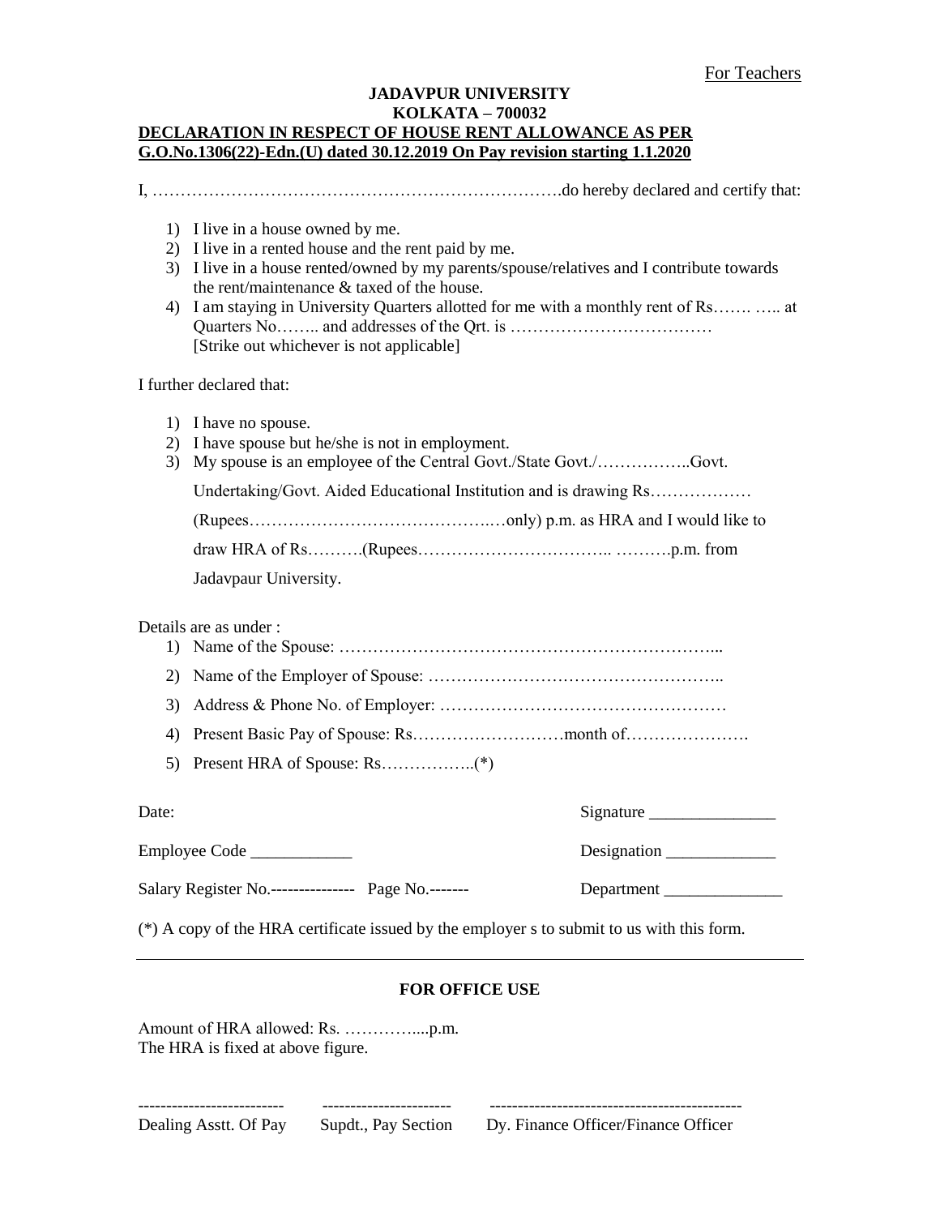For Teachers

**JADAVPUR UNIVERSITY**
**KOLKATA – 700032**

**DECLARATION IN RESPECT OF HOUSE RENT ALLOWANCE AS PER G.O.No.1306(22)-Edn.(U) dated 30.12.2019 On Pay revision starting 1.1.2020**

I, ………………………………………………………………do hereby declared and certify that:

1) I live in a house owned by me.
2) I live in a rented house and the rent paid by me.
3) I live in a house rented/owned by my parents/spouse/relatives and I contribute towards the rent/maintenance & taxed of the house.
4) I am staying in University Quarters allotted for me with a monthly rent of Rs……. ….. at Quarters No…….. and addresses of the Qrt. is ………………………………
   [Strike out whichever is not applicable]

I further declared that:

1) I have no spouse.
2) I have spouse but he/she is not in employment.
3) My spouse is an employee of the Central Govt./State Govt./……………..Govt. Undertaking/Govt. Aided Educational Institution and is drawing Rs……………… (Rupees……………………………………..…only) p.m. as HRA and I would like to draw HRA of Rs……….(Rupees………………………….. ……….p.m. from Jadavpaur University.

Details are as under :

1) Name of the Spouse: …………………………………………………………...
2) Name of the Employer of Spouse: ……………………………………………..
3) Address & Phone No. of Employer: ……………………………………………
4) Present Basic Pay of Spouse: Rs………………………month of………………….
5) Present HRA of Spouse: Rs……………..(*)

Date: Signature _______________

Employee Code ____________ Designation _____________

Salary Register No.--------------- Page No.------- Department ______________

(*) A copy of the HRA certificate issued by the employer s to submit to us with this form.

---

**FOR OFFICE USE**

Amount of HRA allowed: Rs. …………....p.m.
The HRA is fixed at above figure.

| ------------------------- | ---------------------- | -------------------------------------------- |
|---|---|---|
| Dealing Asstt. Of Pay | Supdt., Pay Section | Dy. Finance Officer/Finance Officer |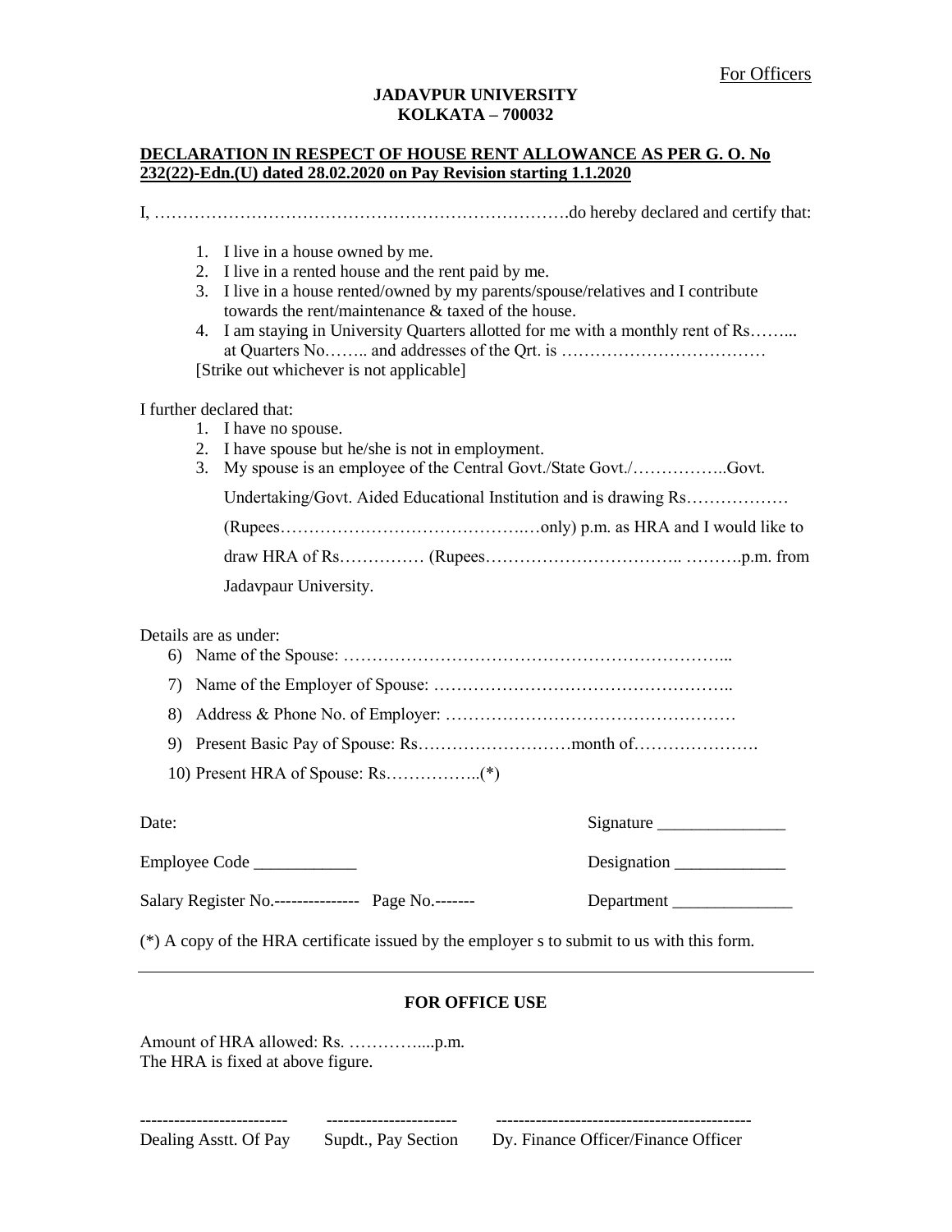For Officers

**JADAVPUR UNIVERSITY**
**KOLKATA – 700032**

**DECLARATION IN RESPECT OF HOUSE RENT ALLOWANCE AS PER G. O. No 232(22)-Edn.(U) dated 28.02.2020 on Pay Revision starting 1.1.2020**

I, ……………………………………………………………….do hereby declared and certify that:

1. I live in a house owned by me.
2. I live in a rented house and the rent paid by me.
3. I live in a house rented/owned by my parents/spouse/relatives and I contribute towards the rent/maintenance & taxed of the house.
4. I am staying in University Quarters allotted for me with a monthly rent of Rs……... at Quarters No…….. and addresses of the Qrt. is ………………………………

[Strike out whichever is not applicable]

I further declared that:

1. I have no spouse.
2. I have spouse but he/she is not in employment.
3. My spouse is an employee of the Central Govt./State Govt./……………..Govt. Undertaking/Govt. Aided Educational Institution and is drawing Rs……………… (Rupees……………………………….……only) p.m. as HRA and I would like to draw HRA of Rs…………… (Rupees…………………………….. ……….p.m. from Jadavpaur University.

Details are as under:

6) Name of the Spouse: …………………………………………………………...
7) Name of the Employer of Spouse: ……………………………………………..
8) Address & Phone No. of Employer: ……………………………………………
9) Present Basic Pay of Spouse: Rs………………………month of………………….
10) Present HRA of Spouse: Rs……………..(*)

Date: Signature _______________

Employee Code ____________ Designation _____________

Salary Register No.--------------- Page No.------- Department ______________

(*) A copy of the HRA certificate issued by the employer s to submit to us with this form.

---

**FOR OFFICE USE**

Amount of HRA allowed: Rs. …………....p.m.
The HRA is fixed at above figure.

| ------------------------- | ----------------------- | ------------------------------------------- |
|---|---|---|
| Dealing Asstt. Of Pay | Supdt., Pay Section | Dy. Finance Officer/Finance Officer |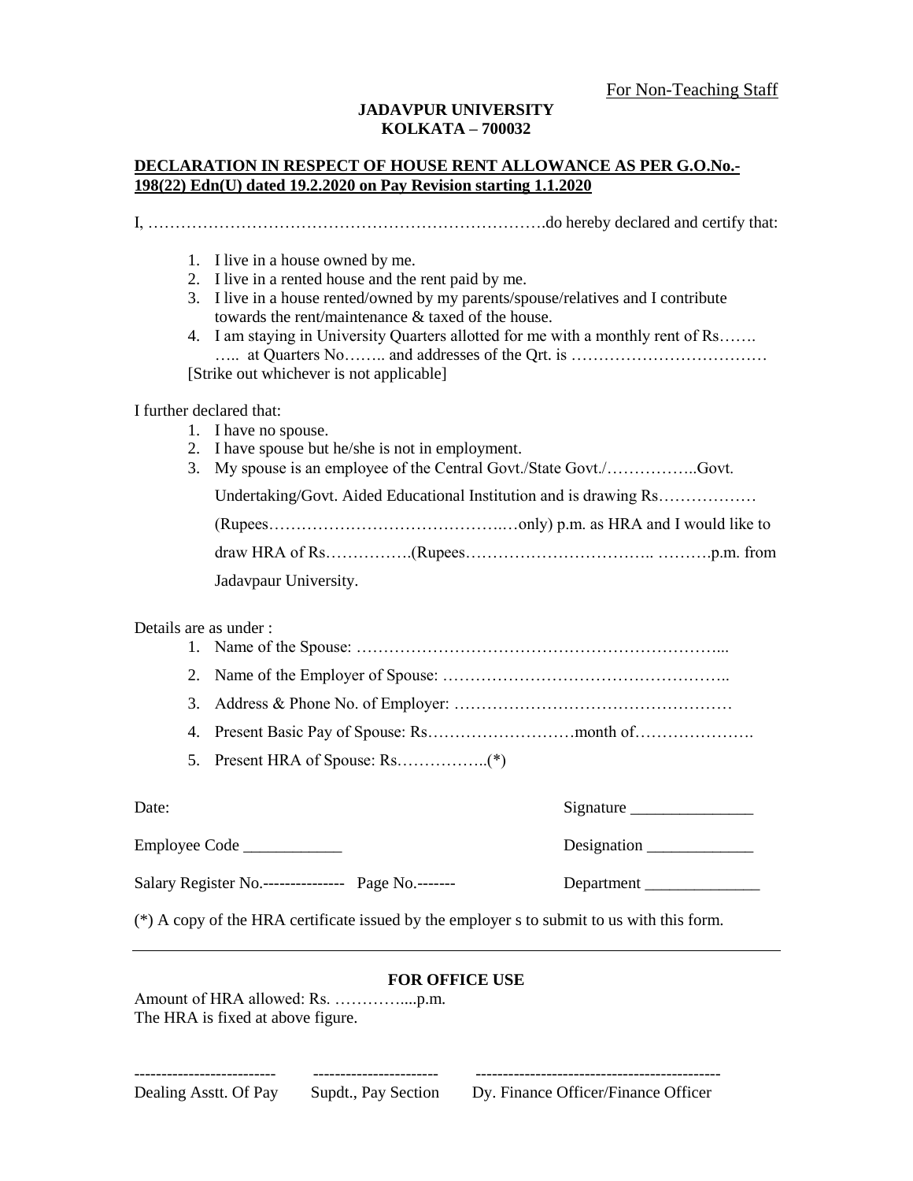For Non-Teaching Staff

**JADAVPUR UNIVERSITY**
**KOLKATA – 700032**

**DECLARATION IN RESPECT OF HOUSE RENT ALLOWANCE AS PER G.O.No.-198(22) Edn(U) dated 19.2.2020 on Pay Revision starting 1.1.2020**

I, ………………………………………………………………….do hereby declared and certify that:

1. I live in a house owned by me.
2. I live in a rented house and the rent paid by me.
3. I live in a house rented/owned by my parents/spouse/relatives and I contribute towards the rent/maintenance & taxed of the house.
4. I am staying in University Quarters allotted for me with a monthly rent of Rs……. ….. at Quarters No…….. and addresses of the Qrt. is ………………………………

[Strike out whichever is not applicable]

I further declared that:

1. I have no spouse.
2. I have spouse but he/she is not in employment.
3. My spouse is an employee of the Central Govt./State Govt./……………..Govt. Undertaking/Govt. Aided Educational Institution and is drawing Rs……………… (Rupees……………………………………..…only) p.m. as HRA and I would like to draw HRA of Rs…………….(Rupees…………………………….. ……….p.m. from Jadavpaur University.

Details are as under :

1. Name of the Spouse: ……………………………………………………………...
2. Name of the Employer of Spouse: ……………………………………………..
3. Address & Phone No. of Employer: ……………………………………………
4. Present Basic Pay of Spouse: Rs………………………month of………………….
5. Present HRA of Spouse: Rs……………..(*)

Date: Signature _______________

Employee Code ____________ Designation _____________

Salary Register No.--------------- Page No.------- Department ______________

(*) A copy of the HRA certificate issued by the employer s to submit to us with this form.

---

**FOR OFFICE USE**

Amount of HRA allowed: Rs. …………....p.m.
The HRA is fixed at above figure.

| | | |
|---|---|---|
| ------------------------- | ---------------------- | -------------------------------------------- |
| Dealing Asstt. Of Pay | Supdt., Pay Section | Dy. Finance Officer/Finance Officer |